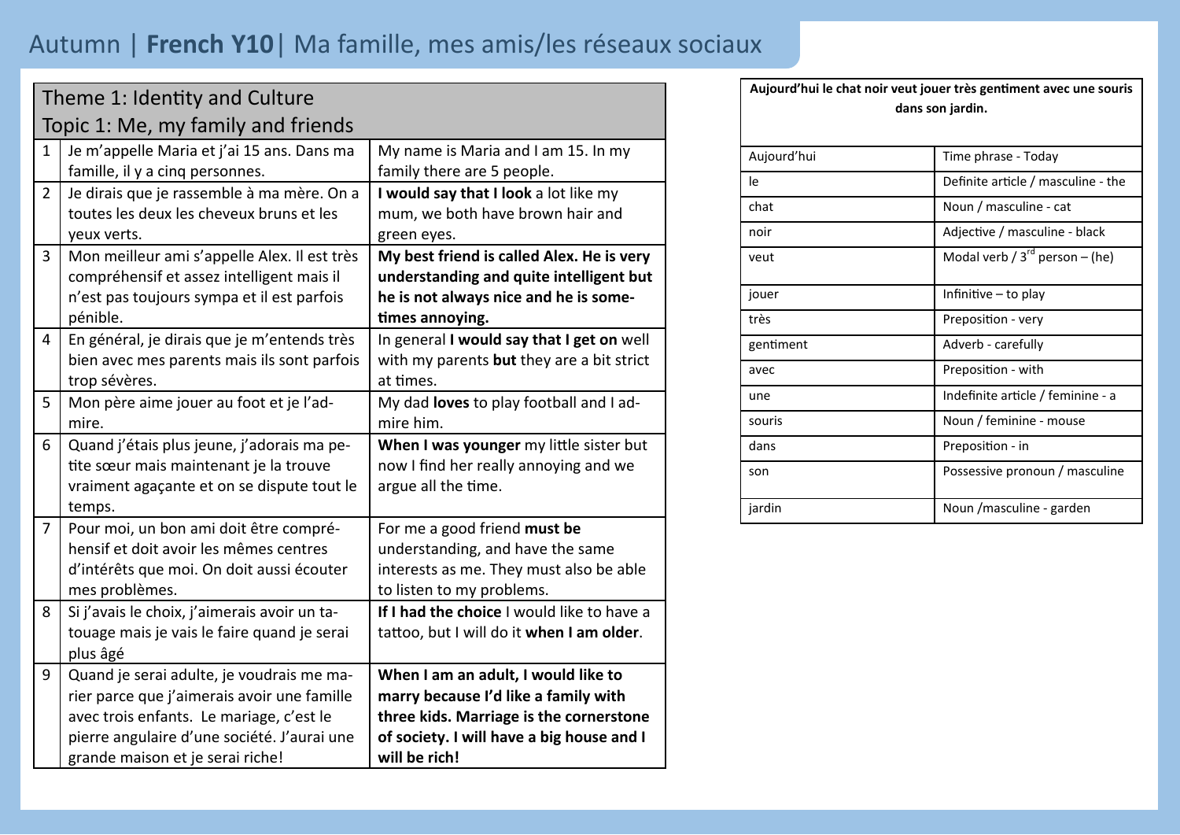# Autumn | **French Y10**| Ma famille, mes amis/les réseaux sociaux

| Theme 1: Identity and Culture<br>Topic 1: Me, my family and friends | | |
|---|---|---|
| 1 | Je m'appelle Maria et j'ai 15 ans. Dans ma famille, il y a cinq personnes. | My name is Maria and I am 15. In my family there are 5 people. |
| 2 | Je dirais que je rassemble à ma mère. On a toutes les deux les cheveux bruns et les yeux verts. | **I would say that I look** a lot like my mum, we both have brown hair and green eyes. |
| 3 | Mon meilleur ami s'appelle Alex. Il est très compréhensif et assez intelligent mais il n'est pas toujours sympa et il est parfois pénible. | **My best friend is called Alex. He is very understanding and quite intelligent but he is not always nice and he is sometimes annoying.** |
| 4 | En général, je dirais que je m'entends très bien avec mes parents mais ils sont parfois trop sévères. | In general **I would say that I get on** well with my parents **but** they are a bit strict at times. |
| 5 | Mon père aime jouer au foot et je l'admire. | My dad **loves** to play football and I admire him. |
| 6 | Quand j'étais plus jeune, j'adorais ma petite sœur mais maintenant je la trouve vraiment agaçante et on se dispute tout le temps. | **When I was younger** my little sister but now I find her really annoying and we argue all the time. |
| 7 | Pour moi, un bon ami doit être compréhensif et doit avoir les mêmes centres d'intérêts que moi. On doit aussi écouter mes problèmes. | For me a good friend **must be** understanding, and have the same interests as me. They must also be able to listen to my problems. |
| 8 | Si j'avais le choix, j'aimerais avoir un tatouage mais je vais le faire quand je serai plus âgé | **If I had the choice** I would like to have a tattoo, but I will do it **when I am older**. |
| 9 | Quand je serai adulte, je voudrais me marier parce que j'aimerais avoir une famille avec trois enfants. Le mariage, c'est le pierre angulaire d'une société. J'aurai une grande maison et je serai riche! | **When I am an adult, I would like to marry because I'd like a family with three kids. Marriage is the cornerstone of society. I will have a big house and I will be rich!** |

| **Aujourd'hui le chat noir veut jouer très gentiment avec une souris dans son jardin.** | |
|---|---|
| Aujourd'hui | Time phrase - Today |
| le | Definite article / masculine - the |
| chat | Noun / masculine - cat |
| noir | Adjective / masculine - black |
| veut | Modal verb / 3rd person – (he) |
| jouer | Infinitive – to play |
| très | Preposition - very |
| gentiment | Adverb - carefully |
| avec | Preposition - with |
| une | Indefinite article / feminine - a |
| souris | Noun / feminine - mouse |
| dans | Preposition - in |
| son | Possessive pronoun / masculine |
| jardin | Noun /masculine - garden |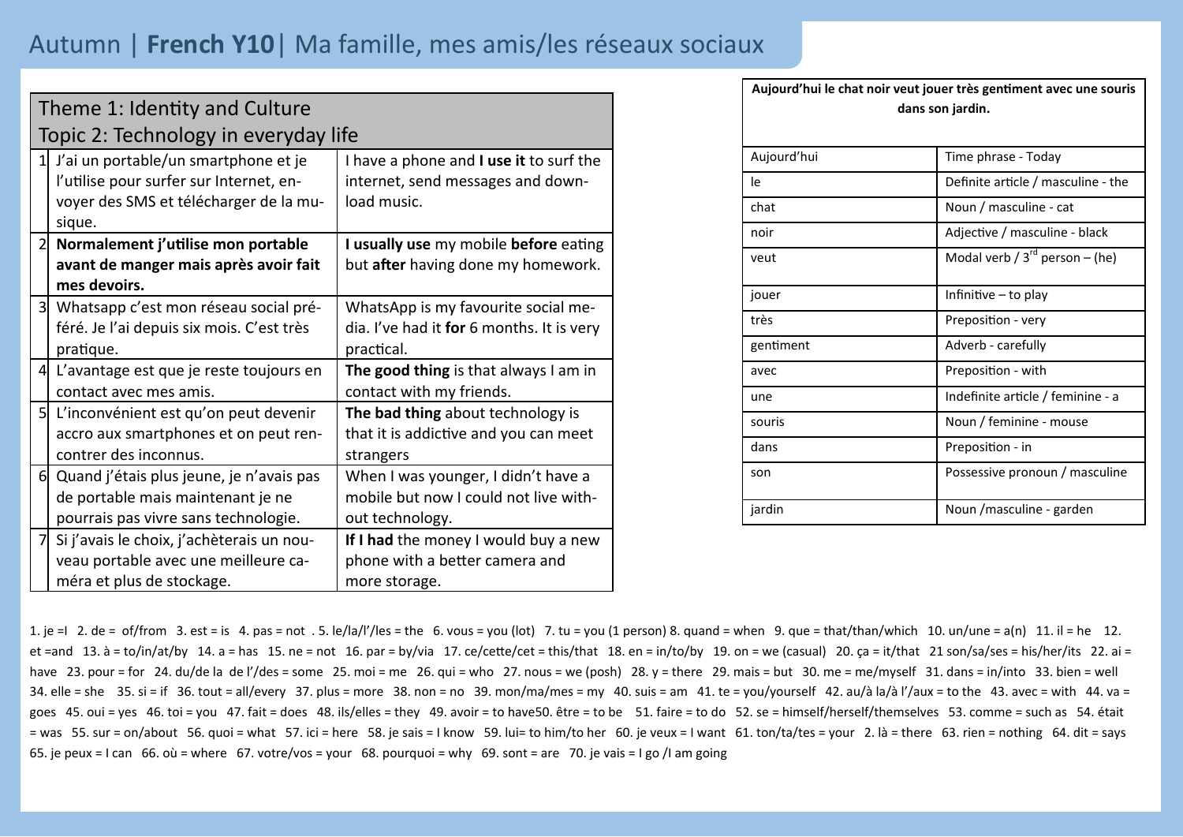# Autumn | **French Y10**| Ma famille, mes amis/les réseaux sociaux

## Theme 1: Identity and Culture
## Topic 2: Technology in everyday life

| | | |
|---|---|---|
| 1 | J'ai un portable/un smartphone et je l'utilise pour surfer sur Internet, envoyer des SMS et télécharger de la musique. | I have a phone and **I use it** to surf the internet, send messages and download music. |
| 2 | **Normalement j'utilise mon portable avant de manger mais après avoir fait mes devoirs.** | **I usually use** my mobile **before** eating but **after** having done my homework. |
| 3 | Whatsapp c'est mon réseau social préféré. Je l'ai depuis six mois. C'est très pratique. | WhatsApp is my favourite social media. I've had it **for** 6 months. It is very practical. |
| 4 | L'avantage est que je reste toujours en contact avec mes amis. | **The good thing** is that always I am in contact with my friends. |
| 5 | L'inconvénient est qu'on peut devenir accro aux smartphones et on peut rencontrer des inconnus. | **The bad thing** about technology is that it is addictive and you can meet strangers |
| 6 | Quand j'étais plus jeune, je n'avais pas de portable mais maintenant je ne pourrais pas vivre sans technologie. | When I was younger, I didn't have a mobile but now I could not live without technology. |
| 7 | Si j'avais le choix, j'achèterais un nouveau portable avec une meilleure caméra et plus de stockage. | **If I had** the money I would buy a new phone with a better camera and more storage. |

**Aujourd'hui le chat noir veut jouer très gentiment avec une souris dans son jardin.**

| | |
|---|---|
| Aujourd'hui | Time phrase - Today |
| le | Definite article / masculine - the |
| chat | Noun / masculine - cat |
| noir | Adjective / masculine - black |
| veut | Modal verb / 3rd person – (he) |
| jouer | Infinitive – to play |
| très | Preposition - very |
| gentiment | Adverb - carefully |
| avec | Preposition - with |
| une | Indefinite article / feminine - a |
| souris | Noun / feminine - mouse |
| dans | Preposition - in |
| son | Possessive pronoun / masculine |
| jardin | Noun /masculine - garden |

1. je =I 2. de = of/from 3. est = is 4. pas = not . 5. le/la/l'/les = the 6. vous = you (lot) 7. tu = you (1 person) 8. quand = when 9. que = that/than/which 10. un/une = a(n) 11. il = he 12. et =and 13. à = to/in/at/by 14. a = has 15. ne = not 16. par = by/via 17. ce/cette/cet = this/that 18. en = in/to/by 19. on = we (casual) 20. ça = it/that 21 son/sa/ses = his/her/its 22. ai = have 23. pour = for 24. du/de la de l'/des = some 25. moi = me 26. qui = who 27. nous = we (posh) 28. y = there 29. mais = but 30. me = me/myself 31. dans = in/into 33. bien = well 34. elle = she 35. si = if 36. tout = all/every 37. plus = more 38. non = no 39. mon/ma/mes = my 40. suis = am 41. te = you/yourself 42. au/à la/à l'/aux = to the 43. avec = with 44. va = goes 45. oui = yes 46. toi = you 47. fait = does 48. ils/elles = they 49. avoir = to have50. être = to be 51. faire = to do 52. se = himself/herself/themselves 53. comme = such as 54. était = was 55. sur = on/about 56. quoi = what 57. ici = here 58. je sais = I know 59. lui= to him/to her 60. je veux = I want 61. ton/ta/tes = your 2. là = there 63. rien = nothing 64. dit = says 65. je peux = I can 66. où = where 67. votre/vos = your 68. pourquoi = why 69. sont = are 70. je vais = I go /I am going